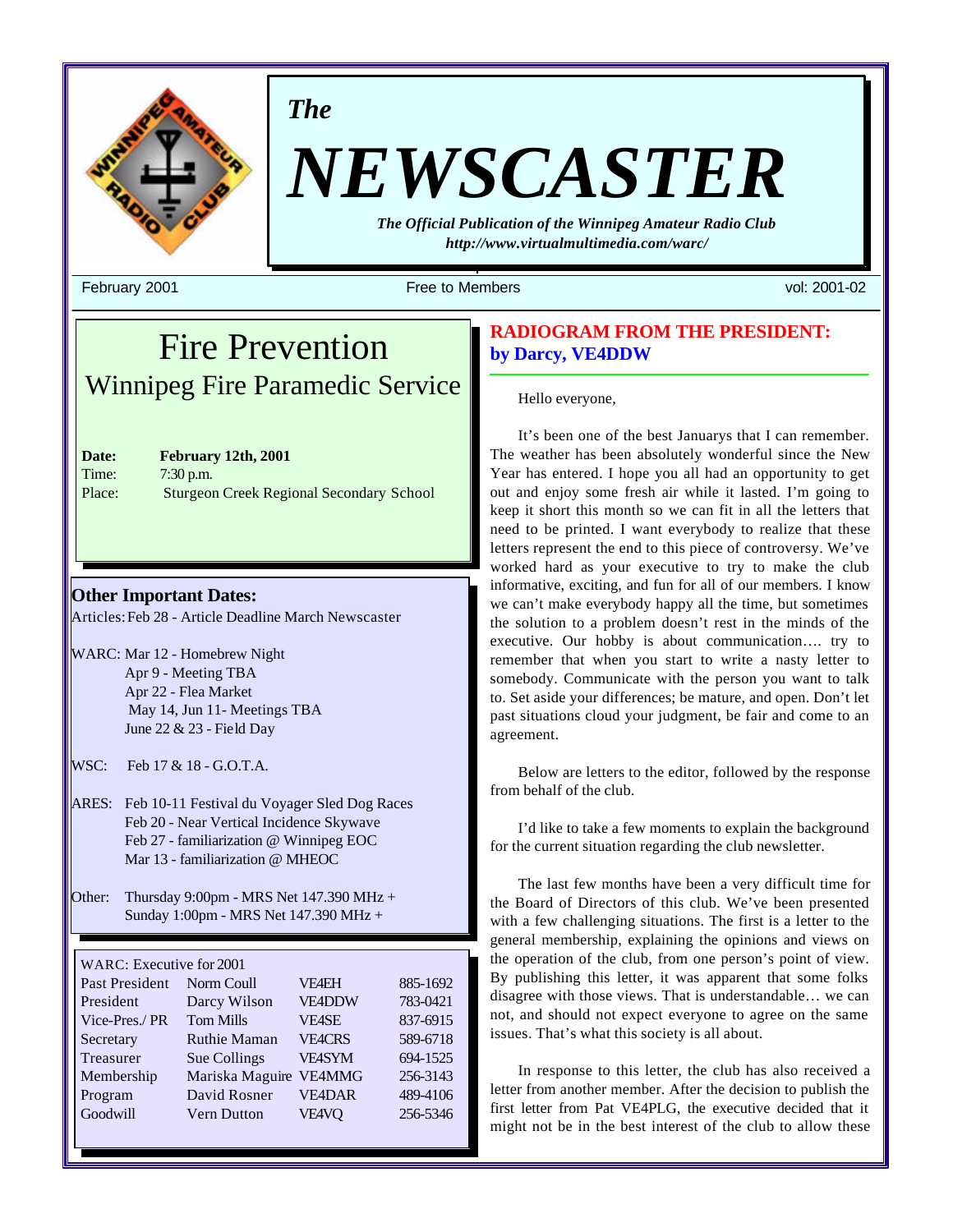# *The* NEWSCASTER

***The Official Publication of the Winnipeg Amateur Radio Club***
***http://www.virtualmultimedia.com/warc/***

February 2001 | Free to Members | vol: 2001-02

## Fire Prevention
### Winnipeg Fire Paramedic Service

**Date:** **February 12th, 2001**
Time: 7:30 p.m.
Place: Sturgeon Creek Regional Secondary School

### Other Important Dates:

Articles: Feb 28 - Article Deadline March Newscaster

WARC:
- Mar 12 - Homebrew Night
- Apr 9 - Meeting TBA
- Apr 22 - Flea Market
- May 14, Jun 11 - Meetings TBA
- June 22 & 23 - Field Day

WSC: Feb 17 & 18 - G.O.T.A.

ARES:
- Feb 10-11 Festival du Voyager Sled Dog Races
- Feb 20 - Near Vertical Incidence Skywave
- Feb 27 - familiarization @ Winnipeg EOC
- Mar 13 - familiarization @ MHEOC

Other:
- Thursday 9:00pm - MRS Net 147.390 MHz +
- Sunday 1:00pm - MRS Net 147.390 MHz +

WARC: Executive for 2001

| Position | Name | Call | Phone |
|---|---|---|---|
| Past President | Norm Coull | VE4EH | 885-1692 |
| President | Darcy Wilson | VE4DDW | 783-0421 |
| Vice-Pres./ PR | Tom Mills | VE4SE | 837-6915 |
| Secretary | Ruthie Maman | VE4CRS | 589-6718 |
| Treasurer | Sue Collings | VE4SYM | 694-1525 |
| Membership | Mariska Maguire | VE4MMG | 256-3143 |
| Program | David Rosner | VE4DAR | 489-4106 |
| Goodwill | Vern Dutton | VE4VQ | 256-5346 |

## RADIOGRAM FROM THE PRESIDENT:
**by Darcy, VE4DDW**

Hello everyone,

It's been one of the best Januarys that I can remember. The weather has been absolutely wonderful since the New Year has entered. I hope you all had an opportunity to get out and enjoy some fresh air while it lasted. I'm going to keep it short this month so we can fit in all the letters that need to be printed. I want everybody to realize that these letters represent the end to this piece of controversy. We've worked hard as your executive to try to make the club informative, exciting, and fun for all of our members. I know we can't make everybody happy all the time, but sometimes the solution to a problem doesn't rest in the minds of the executive. Our hobby is about communication…. try to remember that when you start to write a nasty letter to somebody. Communicate with the person you want to talk to. Set aside your differences; be mature, and open. Don't let past situations cloud your judgment, be fair and come to an agreement.

Below are letters to the editor, followed by the response from behalf of the club.

I'd like to take a few moments to explain the background for the current situation regarding the club newsletter.

The last few months have been a very difficult time for the Board of Directors of this club. We've been presented with a few challenging situations. The first is a letter to the general membership, explaining the opinions and views on the operation of the club, from one person's point of view. By publishing this letter, it was apparent that some folks disagree with those views. That is understandable… we can not, and should not expect everyone to agree on the same issues. That's what this society is all about.

In response to this letter, the club has also received a letter from another member. After the decision to publish the first letter from Pat VE4PLG, the executive decided that it might not be in the best interest of the club to allow these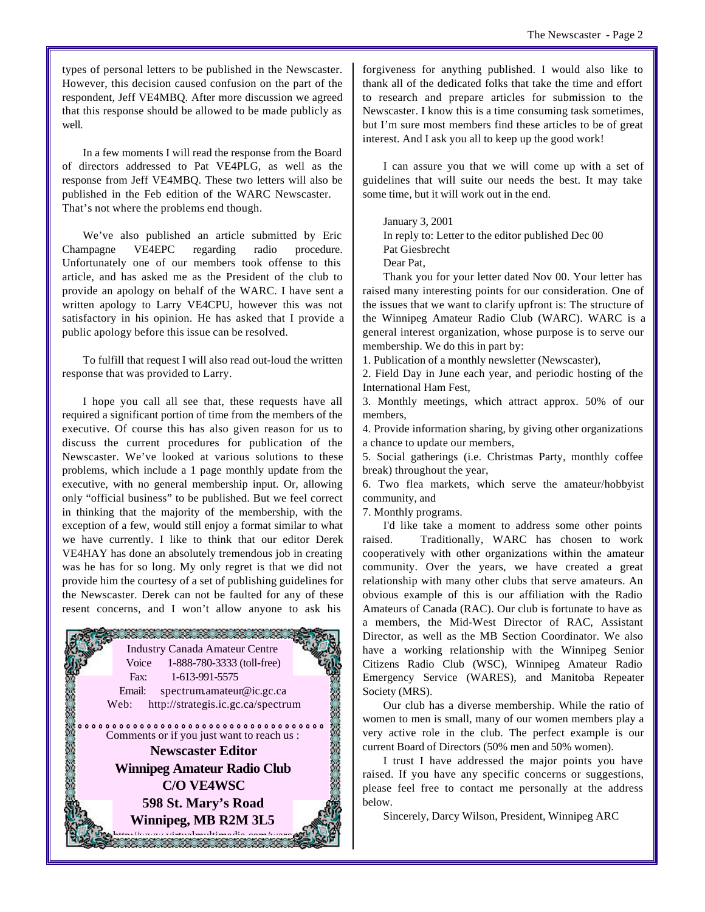types of personal letters to be published in the Newscaster. However, this decision caused confusion on the part of the respondent, Jeff VE4MBQ. After more discussion we agreed that this response should be allowed to be made publicly as well.

In a few moments I will read the response from the Board of directors addressed to Pat VE4PLG, as well as the response from Jeff VE4MBQ. These two letters will also be published in the Feb edition of the WARC Newscaster. That's not where the problems end though.

We've also published an article submitted by Eric Champagne VE4EPC regarding radio procedure. Unfortunately one of our members took offense to this article, and has asked me as the President of the club to provide an apology on behalf of the WARC. I have sent a written apology to Larry VE4CPU, however this was not satisfactory in his opinion. He has asked that I provide a public apology before this issue can be resolved.

To fulfill that request I will also read out-loud the written response that was provided to Larry.

I hope you call all see that, these requests have all required a significant portion of time from the members of the executive. Of course this has also given reason for us to discuss the current procedures for publication of the Newscaster. We've looked at various solutions to these problems, which include a 1 page monthly update from the executive, with no general membership input. Or, allowing only "official business" to be published. But we feel correct in thinking that the majority of the membership, with the exception of a few, would still enjoy a format similar to what we have currently. I like to think that our editor Derek VE4HAY has done an absolutely tremendous job in creating was he has for so long. My only regret is that we did not provide him the courtesy of a set of publishing guidelines for the Newscaster. Derek can not be faulted for any of these resent concerns, and I won't allow anyone to ask his forgiveness for anything published. I would also like to thank all of the dedicated folks that take the time and effort to research and prepare articles for submission to the Newscaster. I know this is a time consuming task sometimes, but I'm sure most members find these articles to be of great interest. And I ask you all to keep up the good work!

I can assure you that we will come up with a set of guidelines that will suite our needs the best. It may take some time, but it will work out in the end.

Industry Canada Amateur Centre
Voice 1-888-780-3333 (toll-free)
Fax: 1-613-991-5575
Email: spectrum.amateur@ic.gc.ca
Web: http://strategis.ic.gc.ca/spectrum

Comments or if you just want to reach us :

**Newscaster Editor**
**Winnipeg Amateur Radio Club**
**C/O VE4WSC**
**598 St. Mary's Road**
**Winnipeg, MB R2M 3L5**

http://www.virtualmultimedia.com/warc

January 3, 2001
In reply to: Letter to the editor published Dec 00
Pat Giesbrecht
Dear Pat,

Thank you for your letter dated Nov 00. Your letter has raised many interesting points for our consideration. One of the issues that we want to clarify upfront is: The structure of the Winnipeg Amateur Radio Club (WARC). WARC is a general interest organization, whose purpose is to serve our membership. We do this in part by:

1. Publication of a monthly newsletter (Newscaster),
2. Field Day in June each year, and periodic hosting of the International Ham Fest,
3. Monthly meetings, which attract approx. 50% of our members,
4. Provide information sharing, by giving other organizations a chance to update our members,
5. Social gatherings (i.e. Christmas Party, monthly coffee break) throughout the year,
6. Two flea markets, which serve the amateur/hobbyist community, and
7. Monthly programs.

I'd like take a moment to address some other points raised. Traditionally, WARC has chosen to work cooperatively with other organizations within the amateur community. Over the years, we have created a great relationship with many other clubs that serve amateurs. An obvious example of this is our affiliation with the Radio Amateurs of Canada (RAC). Our club is fortunate to have as a members, the Mid-West Director of RAC, Assistant Director, as well as the MB Section Coordinator. We also have a working relationship with the Winnipeg Senior Citizens Radio Club (WSC), Winnipeg Amateur Radio Emergency Service (WARES), and Manitoba Repeater Society (MRS).

Our club has a diverse membership. While the ratio of women to men is small, many of our women members play a very active role in the club. The perfect example is our current Board of Directors (50% men and 50% women).

I trust I have addressed the major points you have raised. If you have any specific concerns or suggestions, please feel free to contact me personally at the address below.

Sincerely, Darcy Wilson, President, Winnipeg ARC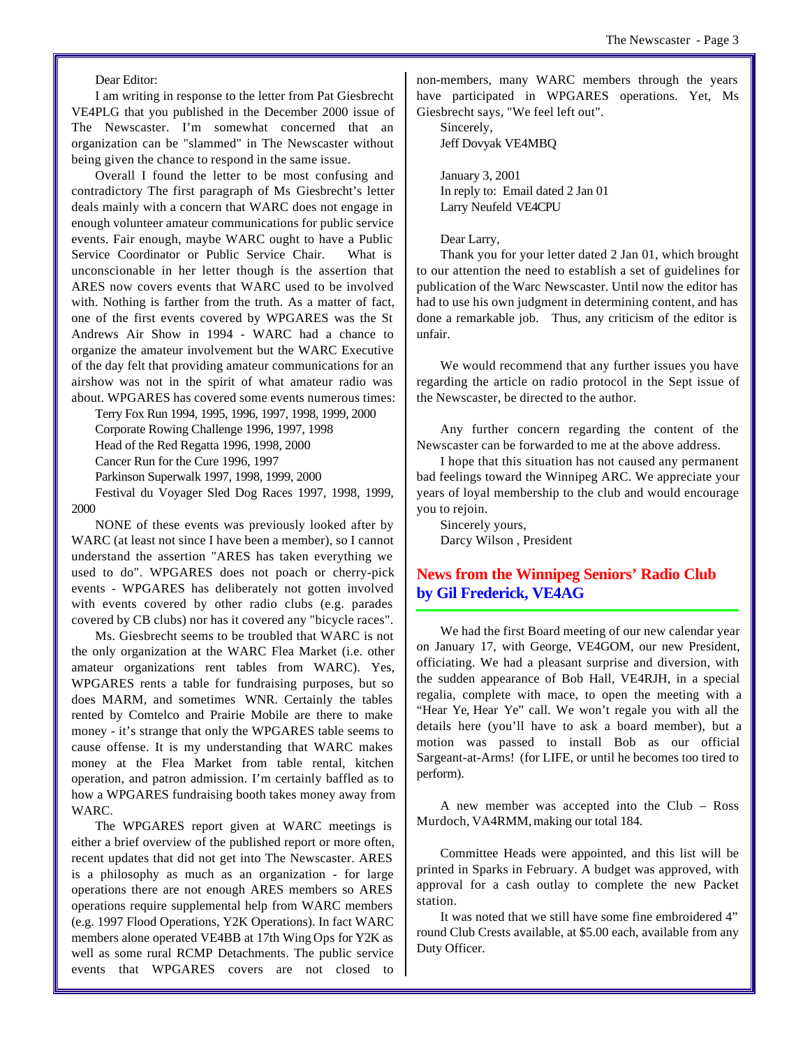Dear Editor:

I am writing in response to the letter from Pat Giesbrecht VE4PLG that you published in the December 2000 issue of The Newscaster. I'm somewhat concerned that an organization can be "slammed" in The Newscaster without being given the chance to respond in the same issue.

Overall I found the letter to be most confusing and contradictory The first paragraph of Ms Giesbrecht's letter deals mainly with a concern that WARC does not engage in enough volunteer amateur communications for public service events. Fair enough, maybe WARC ought to have a Public Service Coordinator or Public Service Chair. What is unconscionable in her letter though is the assertion that ARES now covers events that WARC used to be involved with. Nothing is farther from the truth. As a matter of fact, one of the first events covered by WPGARES was the St Andrews Air Show in 1994 - WARC had a chance to organize the amateur involvement but the WARC Executive of the day felt that providing amateur communications for an airshow was not in the spirit of what amateur radio was about. WPGARES has covered some events numerous times:

Terry Fox Run 1994, 1995, 1996, 1997, 1998, 1999, 2000
Corporate Rowing Challenge 1996, 1997, 1998
Head of the Red Regatta 1996, 1998, 2000
Cancer Run for the Cure 1996, 1997
Parkinson Superwalk 1997, 1998, 1999, 2000
Festival du Voyager Sled Dog Races 1997, 1998, 1999, 2000

NONE of these events was previously looked after by WARC (at least not since I have been a member), so I cannot understand the assertion "ARES has taken everything we used to do". WPGARES does not poach or cherry-pick events - WPGARES has deliberately not gotten involved with events covered by other radio clubs (e.g. parades covered by CB clubs) nor has it covered any "bicycle races".

Ms. Giesbrecht seems to be troubled that WARC is not the only organization at the WARC Flea Market (i.e. other amateur organizations rent tables from WARC). Yes, WPGARES rents a table for fundraising purposes, but so does MARM, and sometimes WNR. Certainly the tables rented by Comtelco and Prairie Mobile are there to make money - it's strange that only the WPGARES table seems to cause offense. It is my understanding that WARC makes money at the Flea Market from table rental, kitchen operation, and patron admission. I'm certainly baffled as to how a WPGARES fundraising booth takes money away from WARC.

The WPGARES report given at WARC meetings is either a brief overview of the published report or more often, recent updates that did not get into The Newscaster. ARES is a philosophy as much as an organization - for large operations there are not enough ARES members so ARES operations require supplemental help from WARC members (e.g. 1997 Flood Operations, Y2K Operations). In fact WARC members alone operated VE4BB at 17th Wing Ops for Y2K as well as some rural RCMP Detachments. The public service events that WPGARES covers are not closed to non-members, many WARC members through the years have participated in WPGARES operations. Yet, Ms Giesbrecht says, "We feel left out".

Sincerely,
Jeff Dovyak VE4MBQ

January 3, 2001
In reply to: Email dated 2 Jan 01
Larry Neufeld VE4CPU

Dear Larry,

Thank you for your letter dated 2 Jan 01, which brought to our attention the need to establish a set of guidelines for publication of the Warc Newscaster. Until now the editor has had to use his own judgment in determining content, and has done a remarkable job. Thus, any criticism of the editor is unfair.

We would recommend that any further issues you have regarding the article on radio protocol in the Sept issue of the Newscaster, be directed to the author.

Any further concern regarding the content of the Newscaster can be forwarded to me at the above address.

I hope that this situation has not caused any permanent bad feelings toward the Winnipeg ARC. We appreciate your years of loyal membership to the club and would encourage you to rejoin.

Sincerely yours,
Darcy Wilson , President

## News from the Winnipeg Seniors' Radio Club
## by Gil Frederick, VE4AG

We had the first Board meeting of our new calendar year on January 17, with George, VE4GOM, our new President, officiating. We had a pleasant surprise and diversion, with the sudden appearance of Bob Hall, VE4RJH, in a special regalia, complete with mace, to open the meeting with a "Hear Ye, Hear Ye" call. We won't regale you with all the details here (you'll have to ask a board member), but a motion was passed to install Bob as our official Sargeant-at-Arms! (for LIFE, or until he becomes too tired to perform).

A new member was accepted into the Club – Ross Murdoch, VA4RMM, making our total 184.

Committee Heads were appointed, and this list will be printed in Sparks in February. A budget was approved, with approval for a cash outlay to complete the new Packet station.

It was noted that we still have some fine embroidered 4" round Club Crests available, at $5.00 each, available from any Duty Officer.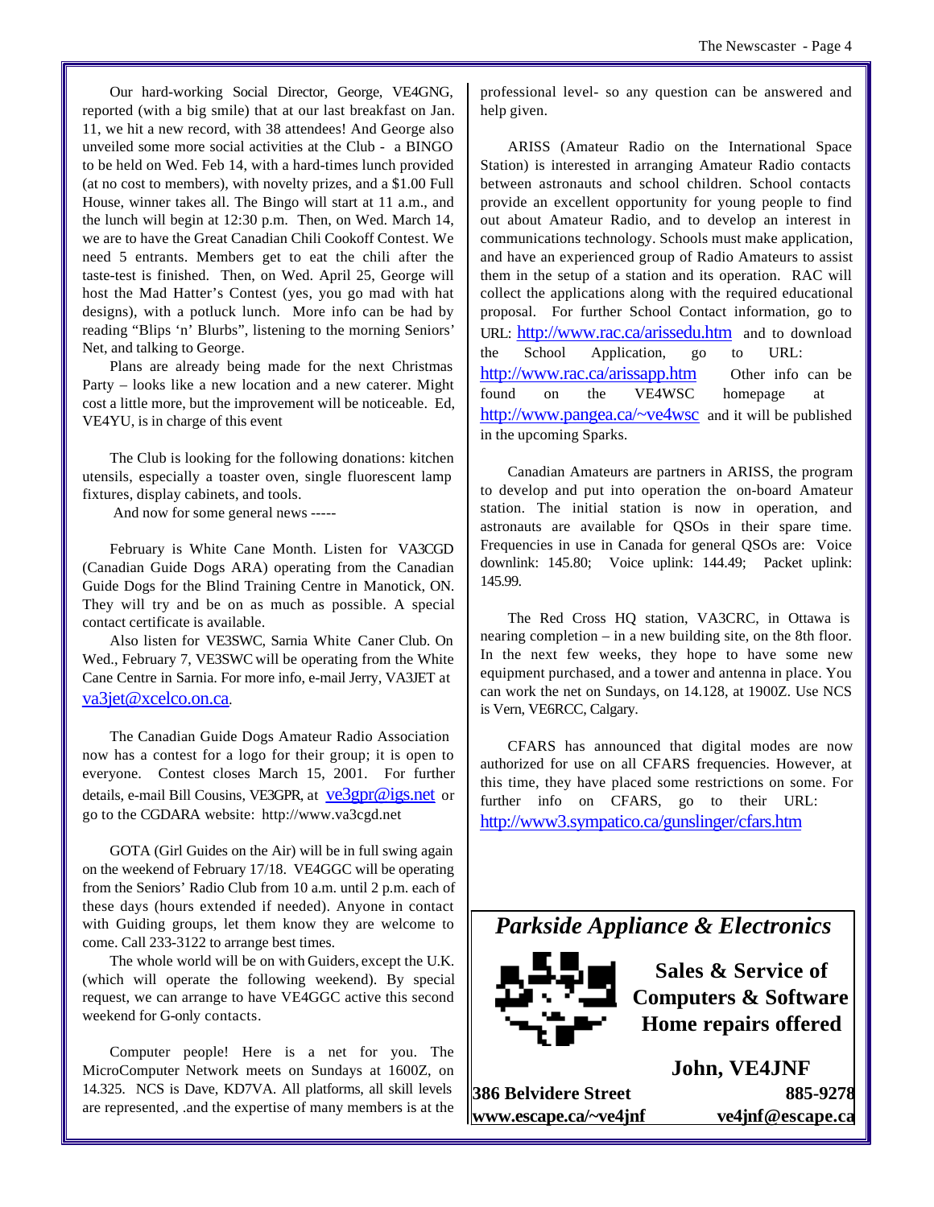Our hard-working Social Director, George, VE4GNG, reported (with a big smile) that at our last breakfast on Jan. 11, we hit a new record, with 38 attendees! And George also unveiled some more social activities at the Club - a BINGO to be held on Wed. Feb 14, with a hard-times lunch provided (at no cost to members), with novelty prizes, and a $1.00 Full House, winner takes all. The Bingo will start at 11 a.m., and the lunch will begin at 12:30 p.m. Then, on Wed. March 14, we are to have the Great Canadian Chili Cookoff Contest. We need 5 entrants. Members get to eat the chili after the taste-test is finished. Then, on Wed. April 25, George will host the Mad Hatter's Contest (yes, you go mad with hat designs), with a potluck lunch. More info can be had by reading "Blips 'n' Blurbs", listening to the morning Seniors' Net, and talking to George.

Plans are already being made for the next Christmas Party – looks like a new location and a new caterer. Might cost a little more, but the improvement will be noticeable. Ed, VE4YU, is in charge of this event

The Club is looking for the following donations: kitchen utensils, especially a toaster oven, single fluorescent lamp fixtures, display cabinets, and tools.

And now for some general news -----

February is White Cane Month. Listen for VA3CGD (Canadian Guide Dogs ARA) operating from the Canadian Guide Dogs for the Blind Training Centre in Manotick, ON. They will try and be on as much as possible. A special contact certificate is available.

Also listen for VE3SWC, Sarnia White Caner Club. On Wed., February 7, VE3SWC will be operating from the White Cane Centre in Sarnia. For more info, e-mail Jerry, VA3JET at va3jet@xcelco.on.ca.

The Canadian Guide Dogs Amateur Radio Association now has a contest for a logo for their group; it is open to everyone. Contest closes March 15, 2001. For further details, e-mail Bill Cousins, VE3GPR, at ve3gpr@igs.net or go to the CGDARA website: http://www.va3cgd.net

GOTA (Girl Guides on the Air) will be in full swing again on the weekend of February 17/18. VE4GGC will be operating from the Seniors' Radio Club from 10 a.m. until 2 p.m. each of these days (hours extended if needed). Anyone in contact with Guiding groups, let them know they are welcome to come. Call 233-3122 to arrange best times.

The whole world will be on with Guiders, except the U.K. (which will operate the following weekend). By special request, we can arrange to have VE4GGC active this second weekend for G-only contacts.

Computer people! Here is a net for you. The MicroComputer Network meets on Sundays at 1600Z, on 14.325. NCS is Dave, KD7VA. All platforms, all skill levels are represented, .and the expertise of many members is at the professional level- so any question can be answered and help given.

ARISS (Amateur Radio on the International Space Station) is interested in arranging Amateur Radio contacts between astronauts and school children. School contacts provide an excellent opportunity for young people to find out about Amateur Radio, and to develop an interest in communications technology. Schools must make application, and have an experienced group of Radio Amateurs to assist them in the setup of a station and its operation. RAC will collect the applications along with the required educational proposal. For further School Contact information, go to URL: http://www.rac.ca/arissedu.htm and to download the School Application, go to URL: http://www.rac.ca/arissapp.htm Other info can be found on the VE4WSC homepage at http://www.pangea.ca/~ve4wsc and it will be published in the upcoming Sparks.

Canadian Amateurs are partners in ARISS, the program to develop and put into operation the on-board Amateur station. The initial station is now in operation, and astronauts are available for QSOs in their spare time. Frequencies in use in Canada for general QSOs are: Voice downlink: 145.80; Voice uplink: 144.49; Packet uplink: 145.99.

The Red Cross HQ station, VA3CRC, in Ottawa is nearing completion – in a new building site, on the 8th floor. In the next few weeks, they hope to have some new equipment purchased, and a tower and antenna in place. You can work the net on Sundays, on 14.128, at 1900Z. Use NCS is Vern, VE6RCC, Calgary.

CFARS has announced that digital modes are now authorized for use on all CFARS frequencies. However, at this time, they have placed some restrictions on some. For further info on CFARS, go to their URL: http://www3.sympatico.ca/gunslinger/cfars.htm

---

***Parkside Appliance & Electronics***

**Sales & Service of Computers & Software Home repairs offered**

**John, VE4JNF**

**386 Belvidere Street** **885-9278**

**www.escape.ca/~ve4jnf** **ve4jnf@escape.ca**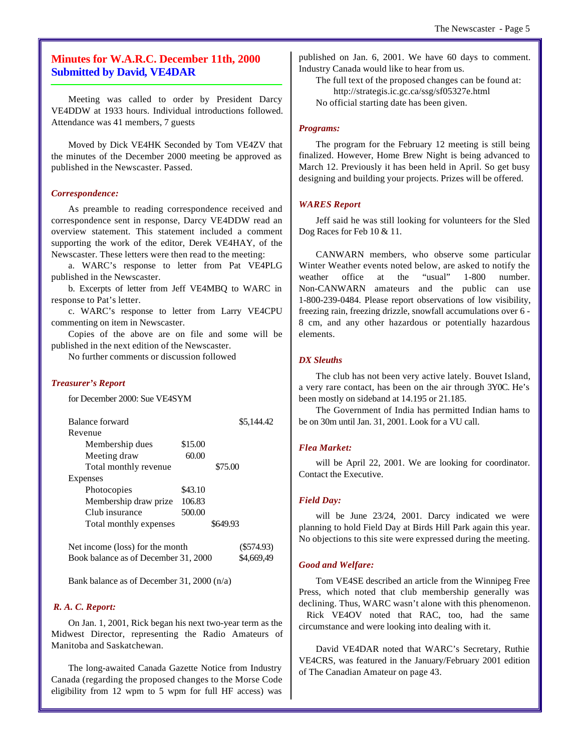## Minutes for W.A.R.C. December 11th, 2000
## Submitted by David, VE4DAR

Meeting was called to order by President Darcy VE4DDW at 1933 hours. Individual introductions followed. Attendance was 41 members, 7 guests

Moved by Dick VE4HK Seconded by Tom VE4ZV that the minutes of the December 2000 meeting be approved as published in the Newscaster. Passed.

### *Correspondence:*

As preamble to reading correspondence received and correspondence sent in response, Darcy VE4DDW read an overview statement. This statement included a comment supporting the work of the editor, Derek VE4HAY, of the Newscaster. These letters were then read to the meeting:

a. WARC's response to letter from Pat VE4PLG published in the Newscaster.

b. Excerpts of letter from Jeff VE4MBQ to WARC in response to Pat's letter.

c. WARC's response to letter from Larry VE4CPU commenting on item in Newscaster.

Copies of the above are on file and some will be published in the next edition of the Newscaster.

No further comments or discussion followed

### *Treasurer's Report*

for December 2000: Sue VE4SYM

| | | | |
|---|---|---|---|
| Balance forward | | | $5,144.42 |
| Revenue | | | |
| Membership dues | $15.00 | | |
| Meeting draw | 60.00 | | |
| Total monthly revenue | | $75.00 | |
| Expenses | | | |
| Photocopies | $43.10 | | |
| Membership draw prize | 106.83 | | |
| Club insurance | 500.00 | | |
| Total monthly expenses | | $649.93 | |
| Net income (loss) for the month | | | ($574.93) |
| Book balance as of December 31, 2000 | | | $4,669,49 |

Bank balance as of December 31, 2000 (n/a)

### *R. A. C. Report:*

On Jan. 1, 2001, Rick began his next two-year term as the Midwest Director, representing the Radio Amateurs of Manitoba and Saskatchewan.

The long-awaited Canada Gazette Notice from Industry Canada (regarding the proposed changes to the Morse Code eligibility from 12 wpm to 5 wpm for full HF access) was published on Jan. 6, 2001. We have 60 days to comment. Industry Canada would like to hear from us.

The full text of the proposed changes can be found at:
http://strategis.ic.gc.ca/ssg/sf05327e.html

No official starting date has been given.

### *Programs:*

The program for the February 12 meeting is still being finalized. However, Home Brew Night is being advanced to March 12. Previously it has been held in April. So get busy designing and building your projects. Prizes will be offered.

### *WARES Report*

Jeff said he was still looking for volunteers for the Sled Dog Races for Feb 10 & 11.

CANWARN members, who observe some particular Winter Weather events noted below, are asked to notify the weather office at the "usual" 1-800 number. Non-CANWARN amateurs and the public can use 1-800-239-0484. Please report observations of low visibility, freezing rain, freezing drizzle, snowfall accumulations over 6 - 8 cm, and any other hazardous or potentially hazardous elements.

### *DX Sleuths*

The club has not been very active lately. Bouvet Island, a very rare contact, has been on the air through 3Y0C. He's been mostly on sideband at 14.195 or 21.185.

The Government of India has permitted Indian hams to be on 30m until Jan. 31, 2001. Look for a VU call.

### *Flea Market:*

will be April 22, 2001. We are looking for coordinator. Contact the Executive.

### *Field Day:*

will be June 23/24, 2001. Darcy indicated we were planning to hold Field Day at Birds Hill Park again this year. No objections to this site were expressed during the meeting.

### *Good and Welfare:*

Tom VE4SE described an article from the Winnipeg Free Press, which noted that club membership generally was declining. Thus, WARC wasn't alone with this phenomenon.

Rick VE4OV noted that RAC, too, had the same circumstance and were looking into dealing with it.

David VE4DAR noted that WARC's Secretary, Ruthie VE4CRS, was featured in the January/February 2001 edition of The Canadian Amateur on page 43.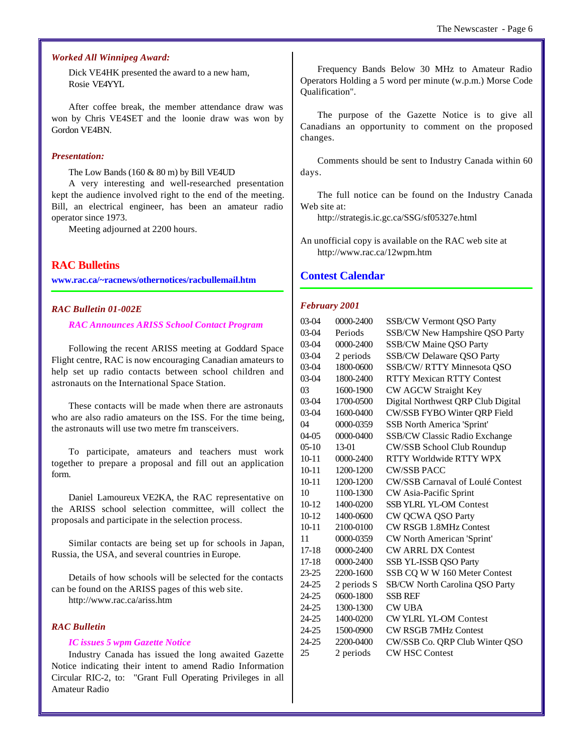*Worked All Winnipeg Award:*

Dick VE4HK presented the award to a new ham, Rosie VE4YYL

After coffee break, the member attendance draw was won by Chris VE4SET and the loonie draw was won by Gordon VE4BN.

*Presentation:*

The Low Bands (160 & 80 m) by Bill VE4UD

A very interesting and well-researched presentation kept the audience involved right to the end of the meeting. Bill, an electrical engineer, has been an amateur radio operator since 1973.

Meeting adjourned at 2200 hours.

## RAC Bulletins

**www.rac.ca/~racnews/othernotices/racbullemail.htm**

### *RAC Bulletin 01-002E*

*RAC Announces ARISS School Contact Program*

Following the recent ARISS meeting at Goddard Space Flight centre, RAC is now encouraging Canadian amateurs to help set up radio contacts between school children and astronauts on the International Space Station.

These contacts will be made when there are astronauts who are also radio amateurs on the ISS. For the time being, the astronauts will use two metre fm transceivers.

To participate, amateurs and teachers must work together to prepare a proposal and fill out an application form.

Daniel Lamoureux VE2KA, the RAC representative on the ARISS school selection committee, will collect the proposals and participate in the selection process.

Similar contacts are being set up for schools in Japan, Russia, the USA, and several countries in Europe.

Details of how schools will be selected for the contacts can be found on the ARISS pages of this web site.
http://www.rac.ca/ariss.htm

### *RAC Bulletin*

*IC issues 5 wpm Gazette Notice*

Industry Canada has issued the long awaited Gazette Notice indicating their intent to amend Radio Information Circular RIC-2, to: "Grant Full Operating Privileges in all Amateur Radio Frequency Bands Below 30 MHz to Amateur Radio Operators Holding a 5 word per minute (w.p.m.) Morse Code Qualification".

The purpose of the Gazette Notice is to give all Canadians an opportunity to comment on the proposed changes.

Comments should be sent to Industry Canada within 60 days.

The full notice can be found on the Industry Canada Web site at:
http://strategis.ic.gc.ca/SSG/sf05327e.html

An unofficial copy is available on the RAC web site at
http://www.rac.ca/12wpm.htm

## Contest Calendar

*February 2001*

| Date | Time | Contest |
|---|---|---|
| 03-04 | 0000-2400 | SSB/CW Vermont QSO Party |
| 03-04 | Periods | SSB/CW New Hampshire QSO Party |
| 03-04 | 0000-2400 | SSB/CW Maine QSO Party |
| 03-04 | 2 periods | SSB/CW Delaware QSO Party |
| 03-04 | 1800-0600 | SSB/CW/ RTTY Minnesota QSO |
| 03-04 | 1800-2400 | RTTY Mexican RTTY Contest |
| 03 | 1600-1900 | CW AGCW Straight Key |
| 03-04 | 1700-0500 | Digital Northwest QRP Club Digital |
| 03-04 | 1600-0400 | CW/SSB FYBO Winter QRP Field |
| 04 | 0000-0359 | SSB North America 'Sprint' |
| 04-05 | 0000-0400 | SSB/CW Classic Radio Exchange |
| 05-10 | 13-01 | CW/SSB School Club Roundup |
| 10-11 | 0000-2400 | RTTY Worldwide RTTY WPX |
| 10-11 | 1200-1200 | CW/SSB PACC |
| 10-11 | 1200-1200 | CW/SSB Carnaval of Loulé Contest |
| 10 | 1100-1300 | CW Asia-Pacific Sprint |
| 10-12 | 1400-0200 | SSB YLRL YL-OM Contest |
| 10-12 | 1400-0600 | CW QCWA QSO Party |
| 10-11 | 2100-0100 | CW RSGB 1.8MHz Contest |
| 11 | 0000-0359 | CW North American 'Sprint' |
| 17-18 | 0000-2400 | CW ARRL DX Contest |
| 17-18 | 0000-2400 | SSB YL-ISSB QSO Party |
| 23-25 | 2200-1600 | SSB CQ W W 160 Meter Contest |
| 24-25 | 2 periods S | SB/CW North Carolina QSO Party |
| 24-25 | 0600-1800 | SSB REF |
| 24-25 | 1300-1300 | CW UBA |
| 24-25 | 1400-0200 | CW YLRL YL-OM Contest |
| 24-25 | 1500-0900 | CW RSGB 7MHz Contest |
| 24-25 | 2200-0400 | CW/SSB Co. QRP Club Winter QSO |
| 25 | 2 periods | CW HSC Contest |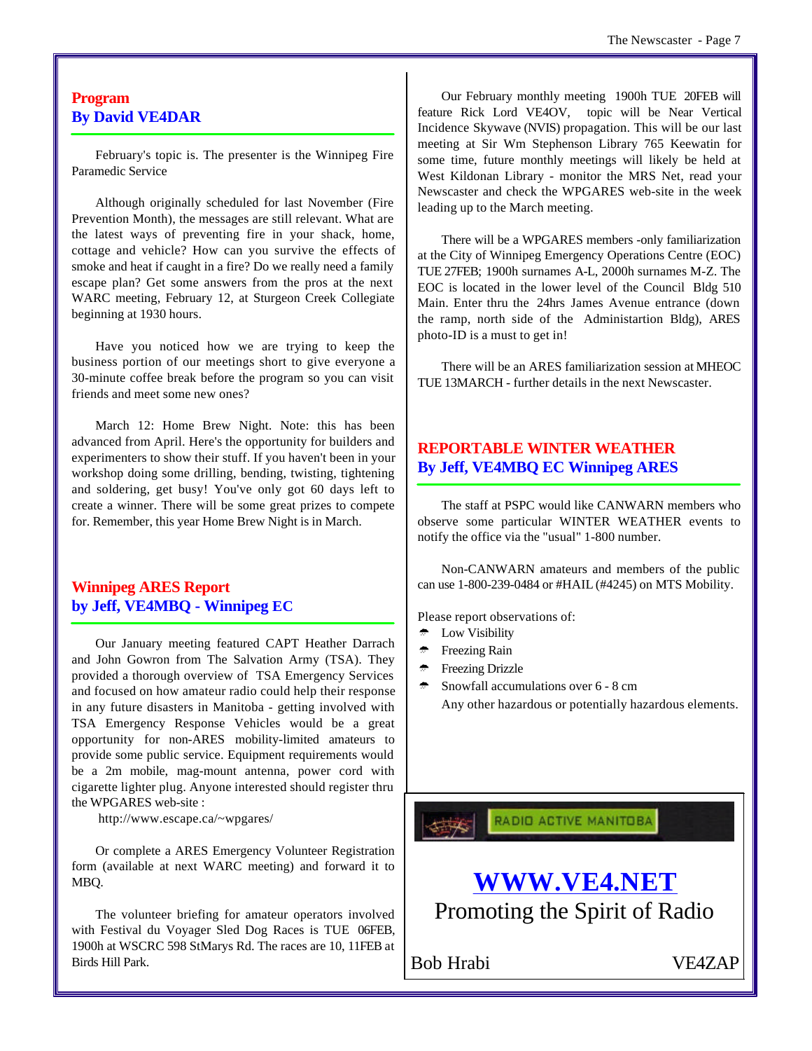## Program
## By David VE4DAR

February's topic is. The presenter is the Winnipeg Fire Paramedic Service

Although originally scheduled for last November (Fire Prevention Month), the messages are still relevant. What are the latest ways of preventing fire in your shack, home, cottage and vehicle? How can you survive the effects of smoke and heat if caught in a fire? Do we really need a family escape plan? Get some answers from the pros at the next WARC meeting, February 12, at Sturgeon Creek Collegiate beginning at 1930 hours.

Have you noticed how we are trying to keep the business portion of our meetings short to give everyone a 30-minute coffee break before the program so you can visit friends and meet some new ones?

March 12: Home Brew Night. Note: this has been advanced from April. Here's the opportunity for builders and experimenters to show their stuff. If you haven't been in your workshop doing some drilling, bending, twisting, tightening and soldering, get busy! You've only got 60 days left to create a winner. There will be some great prizes to compete for. Remember, this year Home Brew Night is in March.

## Winnipeg ARES Report
## by Jeff, VE4MBQ - Winnipeg EC

Our January meeting featured CAPT Heather Darrach and John Gowron from The Salvation Army (TSA). They provided a thorough overview of TSA Emergency Services and focused on how amateur radio could help their response in any future disasters in Manitoba - getting involved with TSA Emergency Response Vehicles would be a great opportunity for non-ARES mobility-limited amateurs to provide some public service. Equipment requirements would be a 2m mobile, mag-mount antenna, power cord with cigarette lighter plug. Anyone interested should register thru the WPGARES web-site :

http://www.escape.ca/~wpgares/

Or complete a ARES Emergency Volunteer Registration form (available at next WARC meeting) and forward it to MBQ.

The volunteer briefing for amateur operators involved with Festival du Voyager Sled Dog Races is TUE 06FEB, 1900h at WSCRC 598 StMarys Rd. The races are 10, 11FEB at Birds Hill Park.

Our February monthly meeting 1900h TUE 20FEB will feature Rick Lord VE4OV, topic will be Near Vertical Incidence Skywave (NVIS) propagation. This will be our last meeting at Sir Wm Stephenson Library 765 Keewatin for some time, future monthly meetings will likely be held at West Kildonan Library - monitor the MRS Net, read your Newscaster and check the WPGARES web-site in the week leading up to the March meeting.

There will be a WPGARES members -only familiarization at the City of Winnipeg Emergency Operations Centre (EOC) TUE 27FEB; 1900h surnames A-L, 2000h surnames M-Z. The EOC is located in the lower level of the Council Bldg 510 Main. Enter thru the 24hrs James Avenue entrance (down the ramp, north side of the Administartion Bldg), ARES photo-ID is a must to get in!

There will be an ARES familiarization session at MHEOC TUE 13MARCH - further details in the next Newscaster.

## REPORTABLE WINTER WEATHER
## By Jeff, VE4MBQ EC Winnipeg ARES

The staff at PSPC would like CANWARN members who observe some particular WINTER WEATHER events to notify the office via the "usual" 1-800 number.

Non-CANWARN amateurs and members of the public can use 1-800-239-0484 or #HAIL (#4245) on MTS Mobility.

Please report observations of:

- Low Visibility
- Freezing Rain
- Freezing Drizzle
- Snowfall accumulations over 6 - 8 cm

Any other hazardous or potentially hazardous elements.

---

RADIO ACTIVE MANITOBA

**WWW.VE4.NET**

Promoting the Spirit of Radio

Bob Hrabi VE4ZAP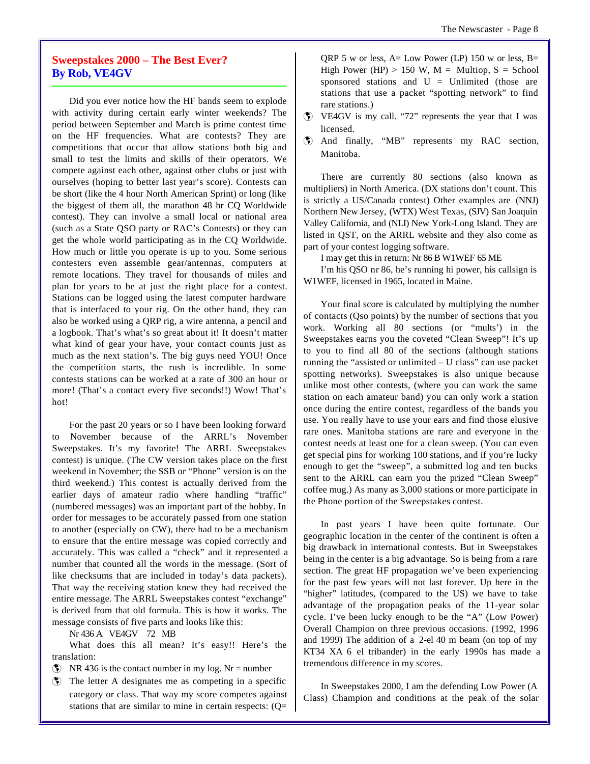## Sweepstakes 2000 – The Best Ever?
## By Rob, VE4GV

Did you ever notice how the HF bands seem to explode with activity during certain early winter weekends? The period between September and March is prime contest time on the HF frequencies. What are contests? They are competitions that occur that allow stations both big and small to test the limits and skills of their operators. We compete against each other, against other clubs or just with ourselves (hoping to better last year's score). Contests can be short (like the 4 hour North American Sprint) or long (like the biggest of them all, the marathon 48 hr CQ Worldwide contest). They can involve a small local or national area (such as a State QSO party or RAC's Contests) or they can get the whole world participating as in the CQ Worldwide. How much or little you operate is up to you. Some serious contesters even assemble gear/antennas, computers at remote locations. They travel for thousands of miles and plan for years to be at just the right place for a contest. Stations can be logged using the latest computer hardware that is interfaced to your rig. On the other hand, they can also be worked using a QRP rig, a wire antenna, a pencil and a logbook. That's what's so great about it! It doesn't matter what kind of gear your have, your contact counts just as much as the next station's. The big guys need YOU! Once the competition starts, the rush is incredible. In some contests stations can be worked at a rate of 300 an hour or more! (That's a contact every five seconds!!) Wow! That's hot!

For the past 20 years or so I have been looking forward to November because of the ARRL's November Sweepstakes. It's my favorite! The ARRL Sweepstakes contest) is unique. (The CW version takes place on the first weekend in November; the SSB or "Phone" version is on the third weekend.) This contest is actually derived from the earlier days of amateur radio where handling "traffic" (numbered messages) was an important part of the hobby. In order for messages to be accurately passed from one station to another (especially on CW), there had to be a mechanism to ensure that the entire message was copied correctly and accurately. This was called a "check" and it represented a number that counted all the words in the message. (Sort of like checksums that are included in today's data packets). That way the receiving station knew they had received the entire message. The ARRL Sweepstakes contest "exchange" is derived from that old formula. This is how it works. The message consists of five parts and looks like this:

Nr 436 A VE4GV 72 MB

What does this all mean? It's easy!! Here's the translation:

- NR 436 is the contact number in my log. Nr = number
- The letter A designates me as competing in a specific category or class. That way my score competes against stations that are similar to mine in certain respects: (Q= QRP 5 w or less, A= Low Power (LP) 150 w or less, B= High Power (HP) > 150 W, M = Multiop, S = School sponsored stations and U = Unlimited (those are stations that use a packet "spotting network" to find rare stations.)
- VE4GV is my call. "72" represents the year that I was licensed.
- And finally, "MB" represents my RAC section, Manitoba.

There are currently 80 sections (also known as multipliers) in North America. (DX stations don't count. This is strictly a US/Canada contest) Other examples are (NNJ) Northern New Jersey, (WTX) West Texas, (SJV) San Joaquin Valley California, and (NLI) New York-Long Island. They are listed in QST, on the ARRL website and they also come as part of your contest logging software.

I may get this in return: Nr 86 B W1WEF 65 ME

I'm his QSO nr 86, he's running hi power, his callsign is W1WEF, licensed in 1965, located in Maine.

Your final score is calculated by multiplying the number of contacts (Qso points) by the number of sections that you work. Working all 80 sections (or "mults') in the Sweepstakes earns you the coveted "Clean Sweep"! It's up to you to find all 80 of the sections (although stations running the "assisted or unlimited – U class" can use packet spotting networks). Sweepstakes is also unique because unlike most other contests, (where you can work the same station on each amateur band) you can only work a station once during the entire contest, regardless of the bands you use. You really have to use your ears and find those elusive rare ones. Manitoba stations are rare and everyone in the contest needs at least one for a clean sweep. (You can even get special pins for working 100 stations, and if you're lucky enough to get the "sweep", a submitted log and ten bucks sent to the ARRL can earn you the prized "Clean Sweep" coffee mug.) As many as 3,000 stations or more participate in the Phone portion of the Sweepstakes contest.

In past years I have been quite fortunate. Our geographic location in the center of the continent is often a big drawback in international contests. But in Sweepstakes being in the center is a big advantage. So is being from a rare section. The great HF propagation we've been experiencing for the past few years will not last forever. Up here in the "higher" latitudes, (compared to the US) we have to take advantage of the propagation peaks of the 11-year solar cycle. I've been lucky enough to be the "A" (Low Power) Overall Champion on three previous occasions. (1992, 1996 and 1999) The addition of a 2-el 40 m beam (on top of my KT34 XA 6 el tribander) in the early 1990s has made a tremendous difference in my scores.

In Sweepstakes 2000, I am the defending Low Power (A Class) Champion and conditions at the peak of the solar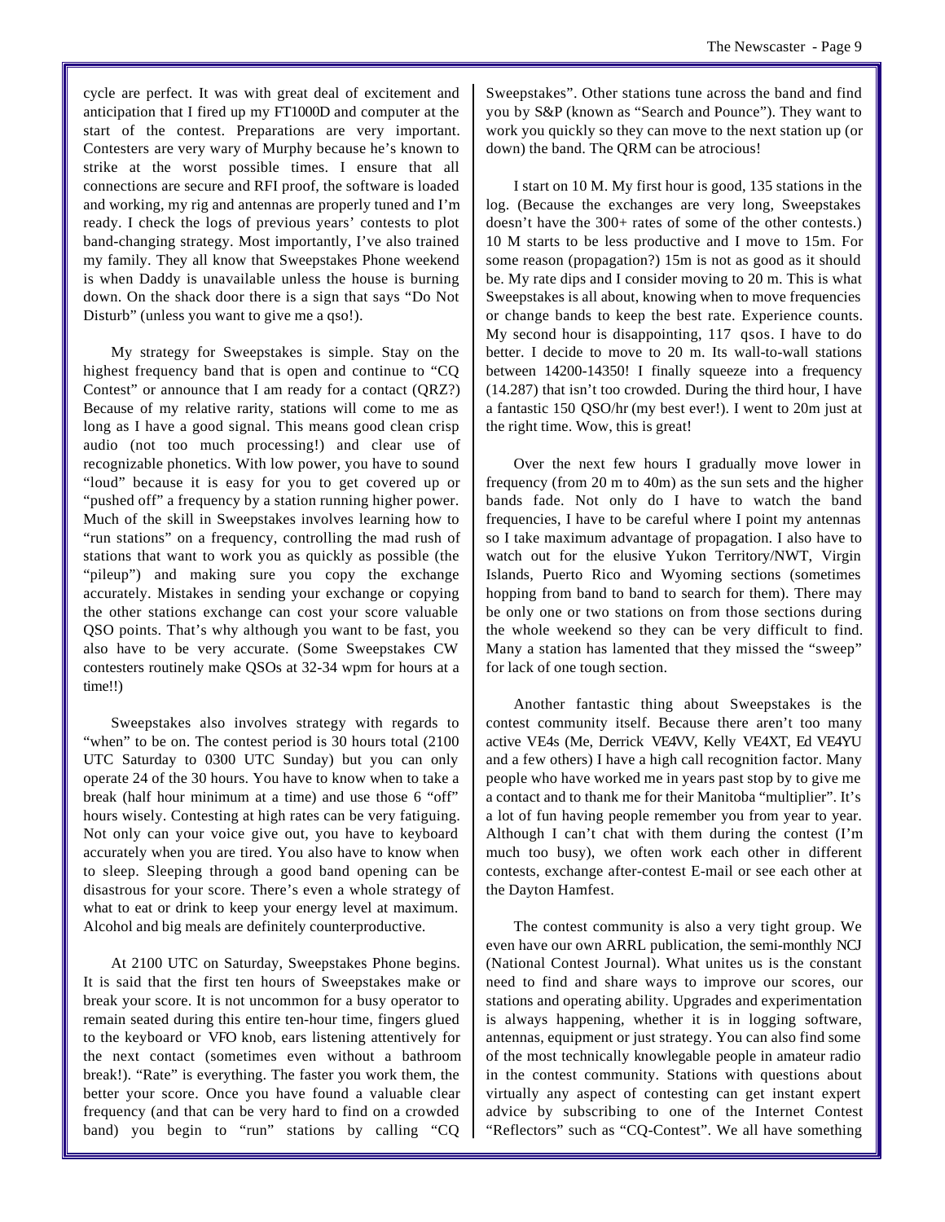cycle are perfect. It was with great deal of excitement and anticipation that I fired up my FT1000D and computer at the start of the contest. Preparations are very important. Contesters are very wary of Murphy because he's known to strike at the worst possible times. I ensure that all connections are secure and RFI proof, the software is loaded and working, my rig and antennas are properly tuned and I'm ready. I check the logs of previous years' contests to plot band-changing strategy. Most importantly, I've also trained my family. They all know that Sweepstakes Phone weekend is when Daddy is unavailable unless the house is burning down. On the shack door there is a sign that says "Do Not Disturb" (unless you want to give me a qso!).

My strategy for Sweepstakes is simple. Stay on the highest frequency band that is open and continue to "CQ Contest" or announce that I am ready for a contact (QRZ?) Because of my relative rarity, stations will come to me as long as I have a good signal. This means good clean crisp audio (not too much processing!) and clear use of recognizable phonetics. With low power, you have to sound "loud" because it is easy for you to get covered up or "pushed off" a frequency by a station running higher power. Much of the skill in Sweepstakes involves learning how to "run stations" on a frequency, controlling the mad rush of stations that want to work you as quickly as possible (the "pileup") and making sure you copy the exchange accurately. Mistakes in sending your exchange or copying the other stations exchange can cost your score valuable QSO points. That's why although you want to be fast, you also have to be very accurate. (Some Sweepstakes CW contesters routinely make QSOs at 32-34 wpm for hours at a time!!)

Sweepstakes also involves strategy with regards to "when" to be on. The contest period is 30 hours total (2100 UTC Saturday to 0300 UTC Sunday) but you can only operate 24 of the 30 hours. You have to know when to take a break (half hour minimum at a time) and use those 6 "off" hours wisely. Contesting at high rates can be very fatiguing. Not only can your voice give out, you have to keyboard accurately when you are tired. You also have to know when to sleep. Sleeping through a good band opening can be disastrous for your score. There's even a whole strategy of what to eat or drink to keep your energy level at maximum. Alcohol and big meals are definitely counterproductive.

At 2100 UTC on Saturday, Sweepstakes Phone begins. It is said that the first ten hours of Sweepstakes make or break your score. It is not uncommon for a busy operator to remain seated during this entire ten-hour time, fingers glued to the keyboard or VFO knob, ears listening attentively for the next contact (sometimes even without a bathroom break!). "Rate" is everything. The faster you work them, the better your score. Once you have found a valuable clear frequency (and that can be very hard to find on a crowded band) you begin to "run" stations by calling "CQ Sweepstakes". Other stations tune across the band and find you by S&P (known as "Search and Pounce"). They want to work you quickly so they can move to the next station up (or down) the band. The QRM can be atrocious!

I start on 10 M. My first hour is good, 135 stations in the log. (Because the exchanges are very long, Sweepstakes doesn't have the 300+ rates of some of the other contests.) 10 M starts to be less productive and I move to 15m. For some reason (propagation?) 15m is not as good as it should be. My rate dips and I consider moving to 20 m. This is what Sweepstakes is all about, knowing when to move frequencies or change bands to keep the best rate. Experience counts. My second hour is disappointing, 117 qsos. I have to do better. I decide to move to 20 m. Its wall-to-wall stations between 14200-14350! I finally squeeze into a frequency (14.287) that isn't too crowded. During the third hour, I have a fantastic 150 QSO/hr (my best ever!). I went to 20m just at the right time. Wow, this is great!

Over the next few hours I gradually move lower in frequency (from 20 m to 40m) as the sun sets and the higher bands fade. Not only do I have to watch the band frequencies, I have to be careful where I point my antennas so I take maximum advantage of propagation. I also have to watch out for the elusive Yukon Territory/NWT, Virgin Islands, Puerto Rico and Wyoming sections (sometimes hopping from band to band to search for them). There may be only one or two stations on from those sections during the whole weekend so they can be very difficult to find. Many a station has lamented that they missed the "sweep" for lack of one tough section.

Another fantastic thing about Sweepstakes is the contest community itself. Because there aren't too many active VE4s (Me, Derrick VE4VV, Kelly VE4XT, Ed VE4YU and a few others) I have a high call recognition factor. Many people who have worked me in years past stop by to give me a contact and to thank me for their Manitoba "multiplier". It's a lot of fun having people remember you from year to year. Although I can't chat with them during the contest (I'm much too busy), we often work each other in different contests, exchange after-contest E-mail or see each other at the Dayton Hamfest.

The contest community is also a very tight group. We even have our own ARRL publication, the semi-monthly NCJ (National Contest Journal). What unites us is the constant need to find and share ways to improve our scores, our stations and operating ability. Upgrades and experimentation is always happening, whether it is in logging software, antennas, equipment or just strategy. You can also find some of the most technically knowlegable people in amateur radio in the contest community. Stations with questions about virtually any aspect of contesting can get instant expert advice by subscribing to one of the Internet Contest "Reflectors" such as "CQ-Contest". We all have something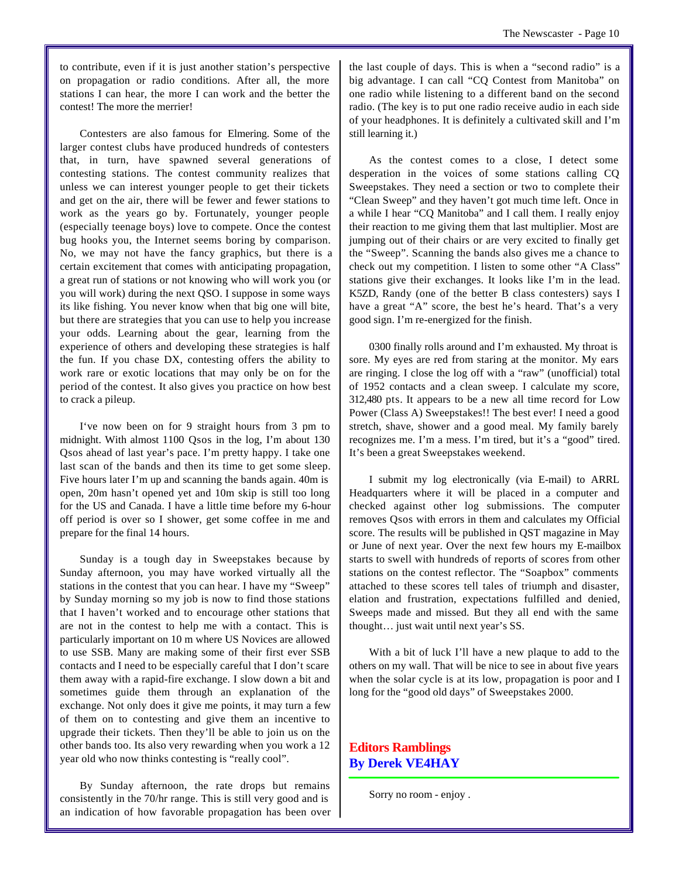to contribute, even if it is just another station's perspective on propagation or radio conditions. After all, the more stations I can hear, the more I can work and the better the contest! The more the merrier!

Contesters are also famous for Elmering. Some of the larger contest clubs have produced hundreds of contesters that, in turn, have spawned several generations of contesting stations. The contest community realizes that unless we can interest younger people to get their tickets and get on the air, there will be fewer and fewer stations to work as the years go by. Fortunately, younger people (especially teenage boys) love to compete. Once the contest bug hooks you, the Internet seems boring by comparison. No, we may not have the fancy graphics, but there is a certain excitement that comes with anticipating propagation, a great run of stations or not knowing who will work you (or you will work) during the next QSO. I suppose in some ways its like fishing. You never know when that big one will bite, but there are strategies that you can use to help you increase your odds. Learning about the gear, learning from the experience of others and developing these strategies is half the fun. If you chase DX, contesting offers the ability to work rare or exotic locations that may only be on for the period of the contest. It also gives you practice on how best to crack a pileup.

I've now been on for 9 straight hours from 3 pm to midnight. With almost 1100 Qsos in the log, I'm about 130 Qsos ahead of last year's pace. I'm pretty happy. I take one last scan of the bands and then its time to get some sleep. Five hours later I'm up and scanning the bands again. 40m is open, 20m hasn't opened yet and 10m skip is still too long for the US and Canada. I have a little time before my 6-hour off period is over so I shower, get some coffee in me and prepare for the final 14 hours.

Sunday is a tough day in Sweepstakes because by Sunday afternoon, you may have worked virtually all the stations in the contest that you can hear. I have my "Sweep" by Sunday morning so my job is now to find those stations that I haven't worked and to encourage other stations that are not in the contest to help me with a contact. This is particularly important on 10 m where US Novices are allowed to use SSB. Many are making some of their first ever SSB contacts and I need to be especially careful that I don't scare them away with a rapid-fire exchange. I slow down a bit and sometimes guide them through an explanation of the exchange. Not only does it give me points, it may turn a few of them on to contesting and give them an incentive to upgrade their tickets. Then they'll be able to join us on the other bands too. Its also very rewarding when you work a 12 year old who now thinks contesting is "really cool".

By Sunday afternoon, the rate drops but remains consistently in the 70/hr range. This is still very good and is an indication of how favorable propagation has been over the last couple of days. This is when a "second radio" is a big advantage. I can call "CQ Contest from Manitoba" on one radio while listening to a different band on the second radio. (The key is to put one radio receive audio in each side of your headphones. It is definitely a cultivated skill and I'm still learning it.)

As the contest comes to a close, I detect some desperation in the voices of some stations calling CQ Sweepstakes. They need a section or two to complete their "Clean Sweep" and they haven't got much time left. Once in a while I hear "CQ Manitoba" and I call them. I really enjoy their reaction to me giving them that last multiplier. Most are jumping out of their chairs or are very excited to finally get the "Sweep". Scanning the bands also gives me a chance to check out my competition. I listen to some other "A Class" stations give their exchanges. It looks like I'm in the lead. K5ZD, Randy (one of the better B class contesters) says I have a great "A" score, the best he's heard. That's a very good sign. I'm re-energized for the finish.

0300 finally rolls around and I'm exhausted. My throat is sore. My eyes are red from staring at the monitor. My ears are ringing. I close the log off with a "raw" (unofficial) total of 1952 contacts and a clean sweep. I calculate my score, 312,480 pts. It appears to be a new all time record for Low Power (Class A) Sweepstakes!! The best ever! I need a good stretch, shave, shower and a good meal. My family barely recognizes me. I'm a mess. I'm tired, but it's a "good" tired. It's been a great Sweepstakes weekend.

I submit my log electronically (via E-mail) to ARRL Headquarters where it will be placed in a computer and checked against other log submissions. The computer removes Qsos with errors in them and calculates my Official score. The results will be published in QST magazine in May or June of next year. Over the next few hours my E-mailbox starts to swell with hundreds of reports of scores from other stations on the contest reflector. The "Soapbox" comments attached to these scores tell tales of triumph and disaster, elation and frustration, expectations fulfilled and denied, Sweeps made and missed. But they all end with the same thought… just wait until next year's SS.

With a bit of luck I'll have a new plaque to add to the others on my wall. That will be nice to see in about five years when the solar cycle is at its low, propagation is poor and I long for the "good old days" of Sweepstakes 2000.

## Editors Ramblings
## By Derek VE4HAY

Sorry no room - enjoy .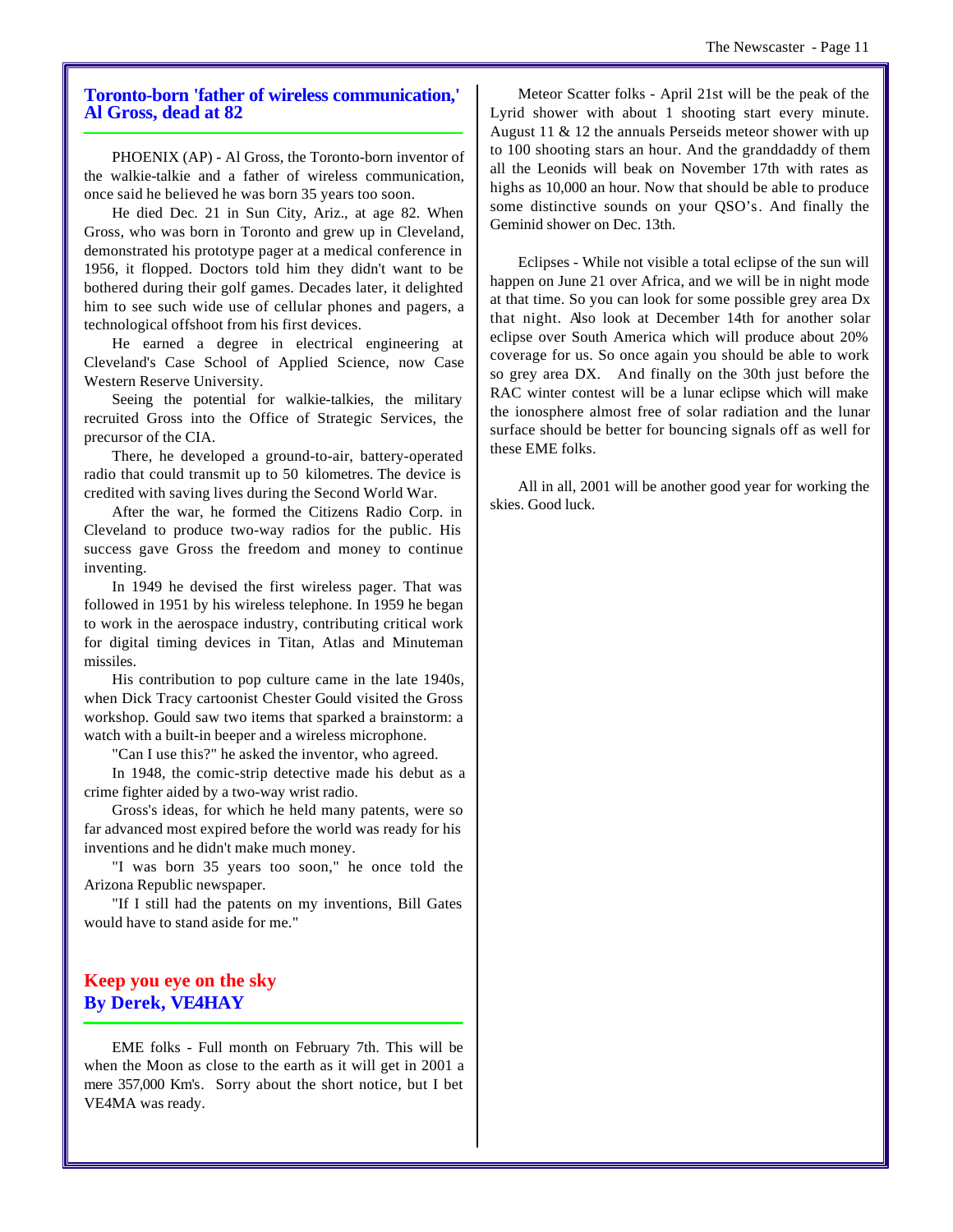## Toronto-born 'father of wireless communication,' Al Gross, dead at 82

PHOENIX (AP) - Al Gross, the Toronto-born inventor of the walkie-talkie and a father of wireless communication, once said he believed he was born 35 years too soon.

He died Dec. 21 in Sun City, Ariz., at age 82. When Gross, who was born in Toronto and grew up in Cleveland, demonstrated his prototype pager at a medical conference in 1956, it flopped. Doctors told him they didn't want to be bothered during their golf games. Decades later, it delighted him to see such wide use of cellular phones and pagers, a technological offshoot from his first devices.

He earned a degree in electrical engineering at Cleveland's Case School of Applied Science, now Case Western Reserve University.

Seeing the potential for walkie-talkies, the military recruited Gross into the Office of Strategic Services, the precursor of the CIA.

There, he developed a ground-to-air, battery-operated radio that could transmit up to 50 kilometres. The device is credited with saving lives during the Second World War.

After the war, he formed the Citizens Radio Corp. in Cleveland to produce two-way radios for the public. His success gave Gross the freedom and money to continue inventing.

In 1949 he devised the first wireless pager. That was followed in 1951 by his wireless telephone. In 1959 he began to work in the aerospace industry, contributing critical work for digital timing devices in Titan, Atlas and Minuteman missiles.

His contribution to pop culture came in the late 1940s, when Dick Tracy cartoonist Chester Gould visited the Gross workshop. Gould saw two items that sparked a brainstorm: a watch with a built-in beeper and a wireless microphone.

"Can I use this?" he asked the inventor, who agreed.

In 1948, the comic-strip detective made his debut as a crime fighter aided by a two-way wrist radio.

Gross's ideas, for which he held many patents, were so far advanced most expired before the world was ready for his inventions and he didn't make much money.

"I was born 35 years too soon," he once told the Arizona Republic newspaper.

"If I still had the patents on my inventions, Bill Gates would have to stand aside for me."

## Keep you eye on the sky
## By Derek, VE4HAY

EME folks - Full month on February 7th. This will be when the Moon as close to the earth as it will get in 2001 a mere 357,000 Km's. Sorry about the short notice, but I bet VE4MA was ready.

Meteor Scatter folks - April 21st will be the peak of the Lyrid shower with about 1 shooting start every minute. August 11 & 12 the annuals Perseids meteor shower with up to 100 shooting stars an hour. And the granddaddy of them all the Leonids will beak on November 17th with rates as highs as 10,000 an hour. Now that should be able to produce some distinctive sounds on your QSO's. And finally the Geminid shower on Dec. 13th.

Eclipses - While not visible a total eclipse of the sun will happen on June 21 over Africa, and we will be in night mode at that time. So you can look for some possible grey area Dx that night. Also look at December 14th for another solar eclipse over South America which will produce about 20% coverage for us. So once again you should be able to work so grey area DX. And finally on the 30th just before the RAC winter contest will be a lunar eclipse which will make the ionosphere almost free of solar radiation and the lunar surface should be better for bouncing signals off as well for these EME folks.

All in all, 2001 will be another good year for working the skies. Good luck.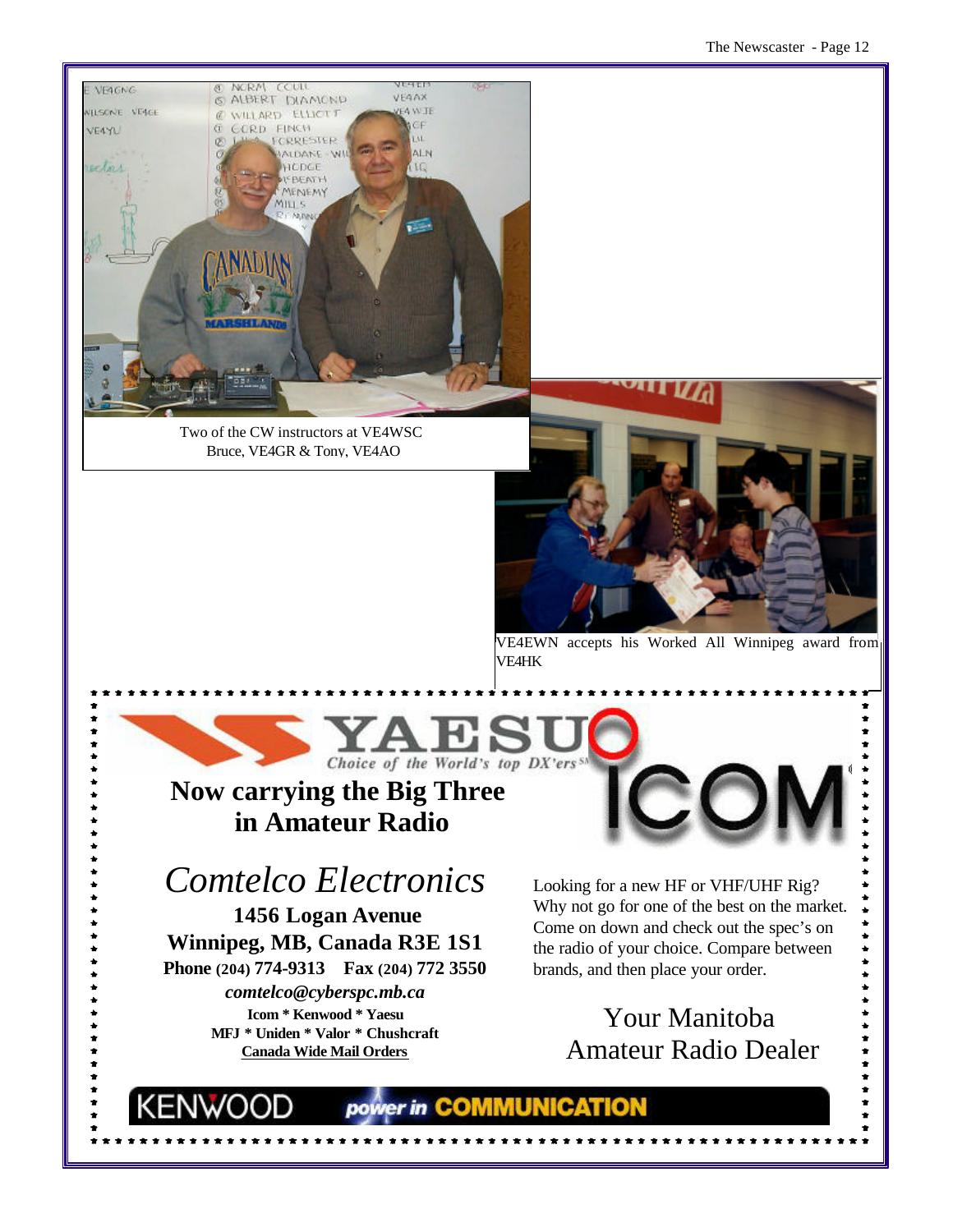Two of the CW instructors at VE4WSC
Bruce, VE4GR & Tony, VE4AO

VE4EWN accepts his Worked All Winnipeg award from VE4HK

YAESU
*Choice of the World's top DX'ers*

ICOM

## Now carrying the Big Three in Amateur Radio

# *Comtelco Electronics*

**1456 Logan Avenue**
**Winnipeg, MB, Canada R3E 1S1**
**Phone (204) 774-9313 Fax (204) 772 3550**
***comtelco@cyberspc.mb.ca***
**Icom * Kenwood * Yaesu**
**MFJ * Uniden * Valor * Chushcraft**
**Canada Wide Mail Orders**

Looking for a new HF or VHF/UHF Rig? Why not go for one of the best on the market. Come on down and check out the spec's on the radio of your choice. Compare between brands, and then place your order.

Your Manitoba Amateur Radio Dealer

KENWOOD power in COMMUNICATION